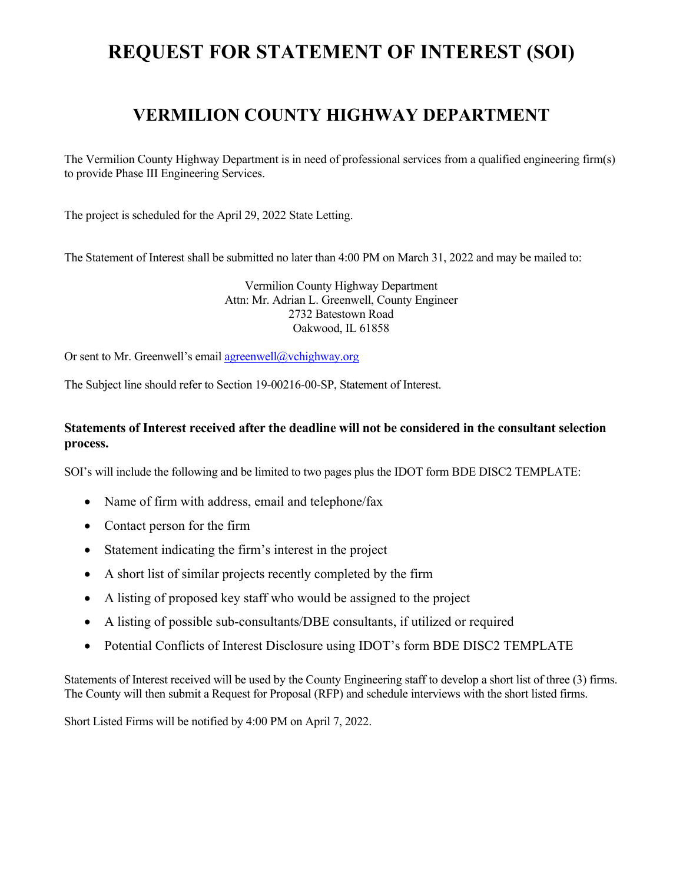# REQUEST FOR STATEMENT OF INTEREST (SOI)

## VERMILION COUNTY HIGHWAY DEPARTMENT

The Vermilion County Highway Department is in need of professional services from a qualified engineering firm(s) to provide Phase III Engineering Services.

The project is scheduled for the April 29, 2022 State Letting.

The Statement of Interest shall be submitted no later than 4:00 PM on March 31, 2022 and may be mailed to:

Vermilion County Highway Department
Attn: Mr. Adrian L. Greenwell, County Engineer
2732 Batestown Road
Oakwood, IL 61858

Or sent to Mr. Greenwell's email agreenwell@vchighway.org

The Subject line should refer to Section 19-00216-00-SP, Statement of Interest.

**Statements of Interest received after the deadline will not be considered in the consultant selection process.**

SOI's will include the following and be limited to two pages plus the IDOT form BDE DISC2 TEMPLATE:

- Name of firm with address, email and telephone/fax
- Contact person for the firm
- Statement indicating the firm's interest in the project
- A short list of similar projects recently completed by the firm
- A listing of proposed key staff who would be assigned to the project
- A listing of possible sub-consultants/DBE consultants, if utilized or required
- Potential Conflicts of Interest Disclosure using IDOT's form BDE DISC2 TEMPLATE

Statements of Interest received will be used by the County Engineering staff to develop a short list of three (3) firms. The County will then submit a Request for Proposal (RFP) and schedule interviews with the short listed firms.

Short Listed Firms will be notified by 4:00 PM on April 7, 2022.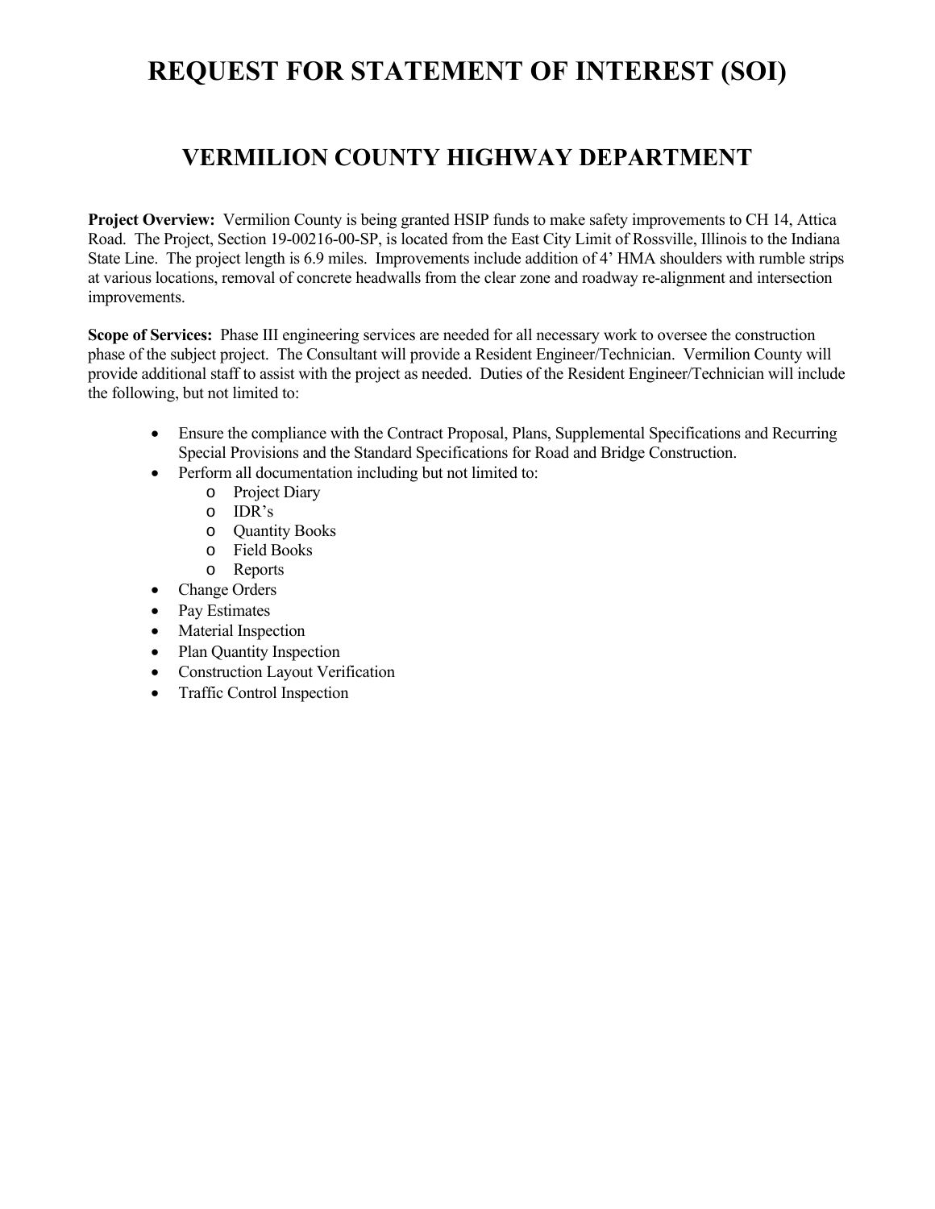# REQUEST FOR STATEMENT OF INTEREST (SOI)

## VERMILION COUNTY HIGHWAY DEPARTMENT

**Project Overview:** Vermilion County is being granted HSIP funds to make safety improvements to CH 14, Attica Road. The Project, Section 19-00216-00-SP, is located from the East City Limit of Rossville, Illinois to the Indiana State Line. The project length is 6.9 miles. Improvements include addition of 4' HMA shoulders with rumble strips at various locations, removal of concrete headwalls from the clear zone and roadway re-alignment and intersection improvements.

**Scope of Services:** Phase III engineering services are needed for all necessary work to oversee the construction phase of the subject project. The Consultant will provide a Resident Engineer/Technician. Vermilion County will provide additional staff to assist with the project as needed. Duties of the Resident Engineer/Technician will include the following, but not limited to:

- Ensure the compliance with the Contract Proposal, Plans, Supplemental Specifications and Recurring Special Provisions and the Standard Specifications for Road and Bridge Construction.
- Perform all documentation including but not limited to:
  - Project Diary
  - IDR's
  - Quantity Books
  - Field Books
  - Reports
- Change Orders
- Pay Estimates
- Material Inspection
- Plan Quantity Inspection
- Construction Layout Verification
- Traffic Control Inspection